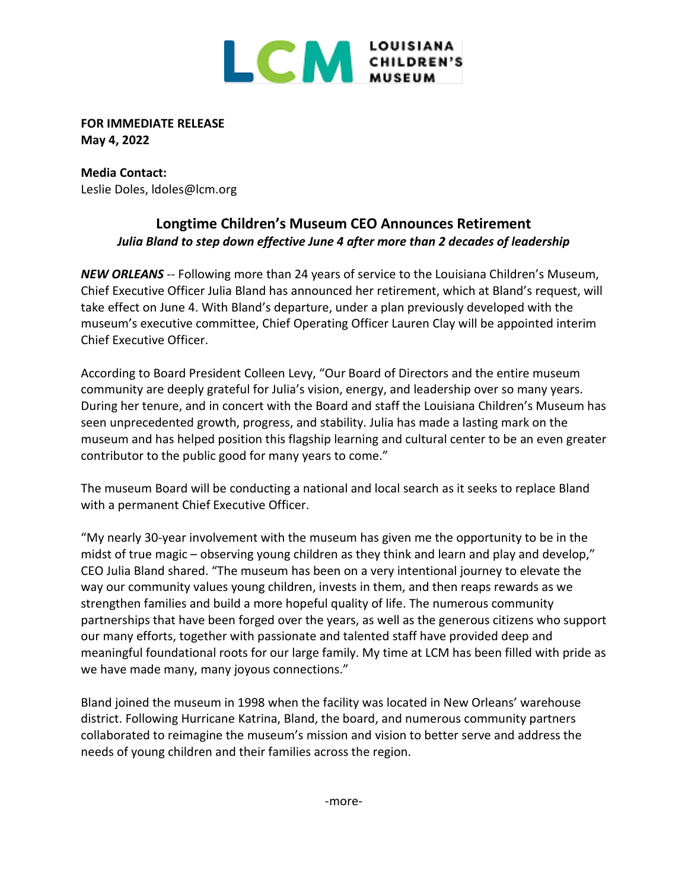**FOR IMMEDIATE RELEASE**
**May 4, 2022**

**Media Contact:**
Leslie Doles, ldoles@lcm.org

## Longtime Children's Museum CEO Announces Retirement

***Julia Bland to step down effective June 4 after more than 2 decades of leadership***

***NEW ORLEANS*** -- Following more than 24 years of service to the Louisiana Children's Museum, Chief Executive Officer Julia Bland has announced her retirement, which at Bland's request, will take effect on June 4. With Bland's departure, under a plan previously developed with the museum's executive committee, Chief Operating Officer Lauren Clay will be appointed interim Chief Executive Officer.

According to Board President Colleen Levy, "Our Board of Directors and the entire museum community are deeply grateful for Julia's vision, energy, and leadership over so many years. During her tenure, and in concert with the Board and staff the Louisiana Children's Museum has seen unprecedented growth, progress, and stability. Julia has made a lasting mark on the museum and has helped position this flagship learning and cultural center to be an even greater contributor to the public good for many years to come."

The museum Board will be conducting a national and local search as it seeks to replace Bland with a permanent Chief Executive Officer.

"My nearly 30-year involvement with the museum has given me the opportunity to be in the midst of true magic – observing young children as they think and learn and play and develop," CEO Julia Bland shared. "The museum has been on a very intentional journey to elevate the way our community values young children, invests in them, and then reaps rewards as we strengthen families and build a more hopeful quality of life. The numerous community partnerships that have been forged over the years, as well as the generous citizens who support our many efforts, together with passionate and talented staff have provided deep and meaningful foundational roots for our large family. My time at LCM has been filled with pride as we have made many, many joyous connections."

Bland joined the museum in 1998 when the facility was located in New Orleans' warehouse district. Following Hurricane Katrina, Bland, the board, and numerous community partners collaborated to reimagine the museum's mission and vision to better serve and address the needs of young children and their families across the region.

-more-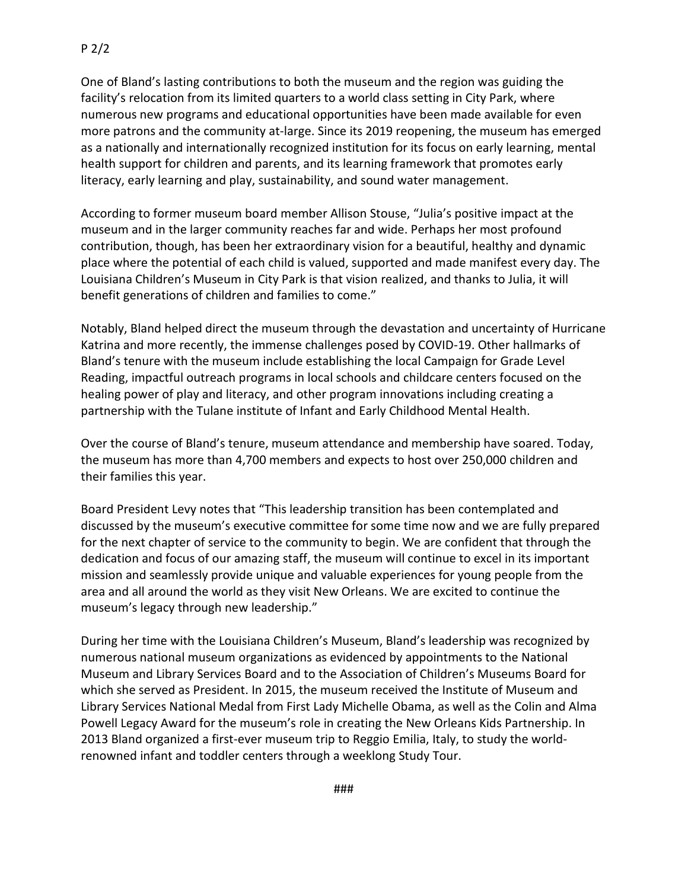One of Bland's lasting contributions to both the museum and the region was guiding the facility's relocation from its limited quarters to a world class setting in City Park, where numerous new programs and educational opportunities have been made available for even more patrons and the community at-large. Since its 2019 reopening, the museum has emerged as a nationally and internationally recognized institution for its focus on early learning, mental health support for children and parents, and its learning framework that promotes early literacy, early learning and play, sustainability, and sound water management.

According to former museum board member Allison Stouse, "Julia's positive impact at the museum and in the larger community reaches far and wide. Perhaps her most profound contribution, though, has been her extraordinary vision for a beautiful, healthy and dynamic place where the potential of each child is valued, supported and made manifest every day. The Louisiana Children's Museum in City Park is that vision realized, and thanks to Julia, it will benefit generations of children and families to come."

Notably, Bland helped direct the museum through the devastation and uncertainty of Hurricane Katrina and more recently, the immense challenges posed by COVID-19. Other hallmarks of Bland's tenure with the museum include establishing the local Campaign for Grade Level Reading, impactful outreach programs in local schools and childcare centers focused on the healing power of play and literacy, and other program innovations including creating a partnership with the Tulane institute of Infant and Early Childhood Mental Health.

Over the course of Bland's tenure, museum attendance and membership have soared. Today, the museum has more than 4,700 members and expects to host over 250,000 children and their families this year.

Board President Levy notes that "This leadership transition has been contemplated and discussed by the museum's executive committee for some time now and we are fully prepared for the next chapter of service to the community to begin. We are confident that through the dedication and focus of our amazing staff, the museum will continue to excel in its important mission and seamlessly provide unique and valuable experiences for young people from the area and all around the world as they visit New Orleans. We are excited to continue the museum's legacy through new leadership."

During her time with the Louisiana Children's Museum, Bland's leadership was recognized by numerous national museum organizations as evidenced by appointments to the National Museum and Library Services Board and to the Association of Children's Museums Board for which she served as President. In 2015, the museum received the Institute of Museum and Library Services National Medal from First Lady Michelle Obama, as well as the Colin and Alma Powell Legacy Award for the museum's role in creating the New Orleans Kids Partnership. In 2013 Bland organized a first-ever museum trip to Reggio Emilia, Italy, to study the world-renowned infant and toddler centers through a weeklong Study Tour.

###